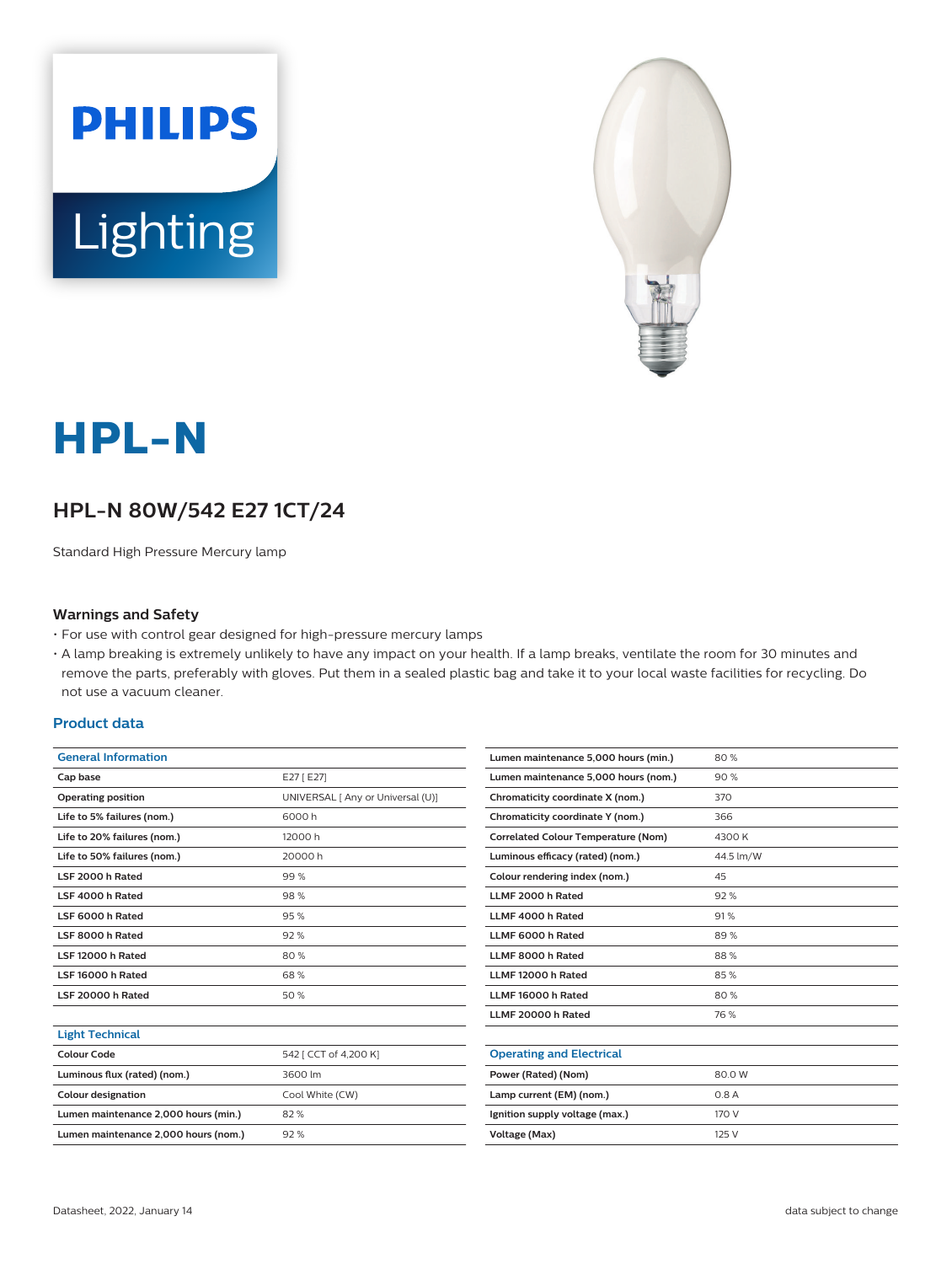# HPL-N

## HPL-N 80W/542 E27 1CT/24

Standard High Pressure Mercury lamp

### Warnings and Safety

- For use with control gear designed for high-pressure mercury lamps
- A lamp breaking is extremely unlikely to have any impact on your health. If a lamp breaks, ventilate the room for 30 minutes and remove the parts, preferably with gloves. Put them in a sealed plastic bag and take it to your local waste facilities for recycling. Do not use a vacuum cleaner.

### Product data

| General Information | |
|---|---|
| Cap base | E27 [ E27] |
| Operating position | UNIVERSAL [ Any or Universal (U)] |
| Life to 5% failures (nom.) | 6000 h |
| Life to 20% failures (nom.) | 12000 h |
| Life to 50% failures (nom.) | 20000 h |
| LSF 2000 h Rated | 99 % |
| LSF 4000 h Rated | 98 % |
| LSF 6000 h Rated | 95 % |
| LSF 8000 h Rated | 92 % |
| LSF 12000 h Rated | 80 % |
| LSF 16000 h Rated | 68 % |
| LSF 20000 h Rated | 50 % |

| Light Technical | |
|---|---|
| Colour Code | 542 [ CCT of 4,200 K] |
| Luminous flux (rated) (nom.) | 3600 lm |
| Colour designation | Cool White (CW) |
| Lumen maintenance 2,000 hours (min.) | 82 % |
| Lumen maintenance 2,000 hours (nom.) | 92 % |
| Lumen maintenance 5,000 hours (min.) | 80 % |
| Lumen maintenance 5,000 hours (nom.) | 90 % |
| Chromaticity coordinate X (nom.) | 370 |
| Chromaticity coordinate Y (nom.) | 366 |
| Correlated Colour Temperature (Nom) | 4300 K |
| Luminous efficacy (rated) (nom.) | 44.5 lm/W |
| Colour rendering index (nom.) | 45 |
| LLMF 2000 h Rated | 92 % |
| LLMF 4000 h Rated | 91 % |
| LLMF 6000 h Rated | 89 % |
| LLMF 8000 h Rated | 88 % |
| LLMF 12000 h Rated | 85 % |
| LLMF 16000 h Rated | 80 % |
| LLMF 20000 h Rated | 76 % |

| Operating and Electrical | |
|---|---|
| Power (Rated) (Nom) | 80.0 W |
| Lamp current (EM) (nom.) | 0.8 A |
| Ignition supply voltage (max.) | 170 V |
| Voltage (Max) | 125 V |

Datasheet, 2022, January 14

data subject to change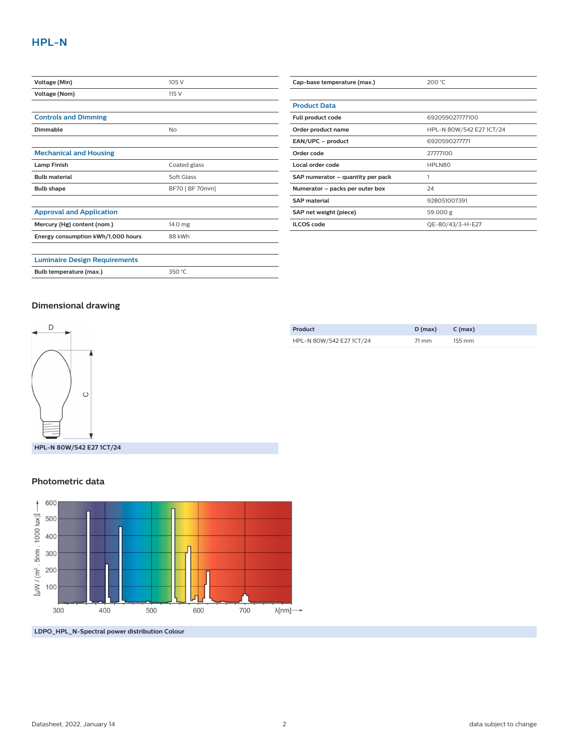## HPL-N

| | |
|---|---|
| Voltage (Min) | 105 V |
| Voltage (Nom) | 115 V |

### Controls and Dimming

| | |
|---|---|
| Dimmable | No |

### Mechanical and Housing

| | |
|---|---|
| Lamp Finish | Coated glass |
| Bulb material | Soft Glass |
| Bulb shape | BF70 [ BF 70mm] |

### Approval and Application

| | |
|---|---|
| Mercury (Hg) content (nom.) | 14.0 mg |
| Energy consumption kWh/1,000 hours | 88 kWh |

### Luminaire Design Requirements

| | |
|---|---|
| Bulb temperature (max.) | 350 °C |
| Cap-base temperature (max.) | 200 °C |

### Product Data

| | |
|---|---|
| Full product code | 692059027777100 |
| Order product name | HPL-N 80W/542 E27 1CT/24 |
| EAN/UPC – product | 6920590277771 |
| Order code | 27777100 |
| Local order code | HPLN80 |
| SAP numerator – quantity per pack | 1 |
| Numerator – packs per outer box | 24 |
| SAP material | 928051007391 |
| SAP net weight (piece) | 59.000 g |
| ILCOS code | QE-80/43/3-H-E27 |

## Dimensional drawing

HPL-N 80W/542 E27 1CT/24

| Product | D (max) | C (max) |
|---|---|---|
| HPL-N 80W/542 E27 1CT/24 | 71 mm | 155 mm |

## Photometric data

LDPO_HPL_N-Spectral power distribution Colour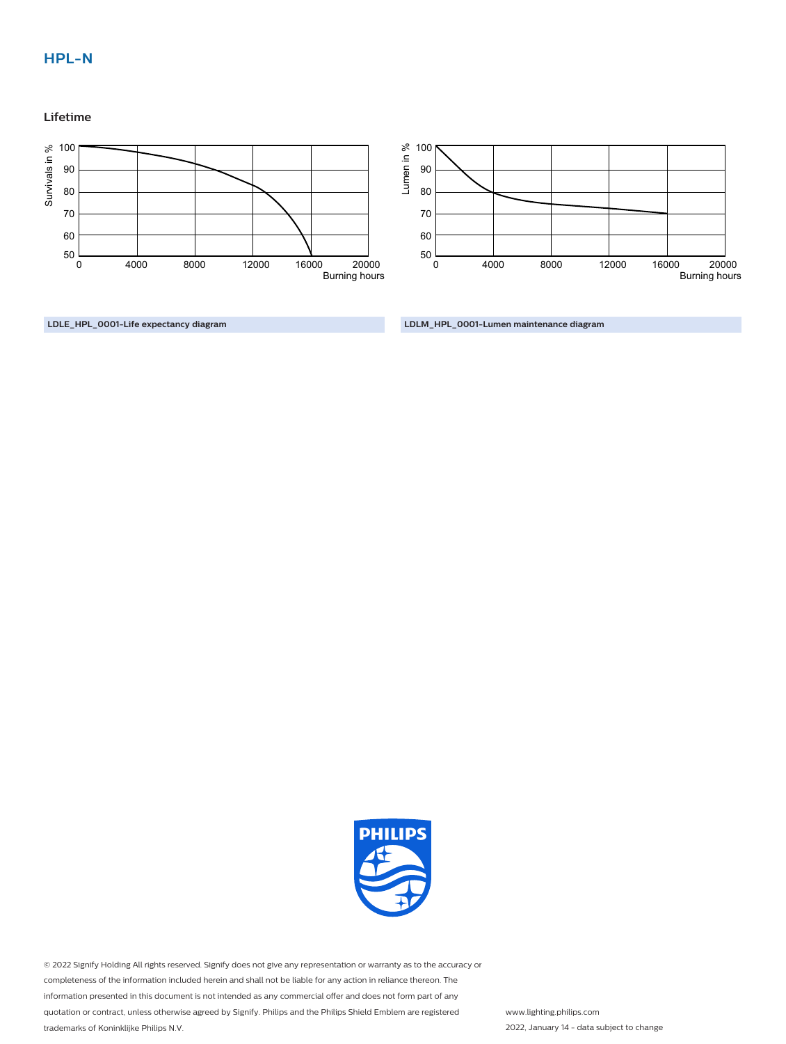## HPL-N

### Lifetime

Survivals in %
100
90
80
70
60
50
0
4000
8000
12000
16000
20000
Burning hours

LDLE_HPL_0001-Life expectancy diagram

Lumen in %
100
90
80
70
60
50
0
4000
8000
12000
16000
20000
Burning hours

LDLM_HPL_0001-Lumen maintenance diagram

© 2022 Signify Holding All rights reserved. Signify does not give any representation or warranty as to the accuracy or completeness of the information included herein and shall not be liable for any action in reliance thereon. The information presented in this document is not intended as any commercial offer and does not form part of any quotation or contract, unless otherwise agreed by Signify. Philips and the Philips Shield Emblem are registered trademarks of Koninklijke Philips N.V.

www.lighting.philips.com

2022, January 14 - data subject to change